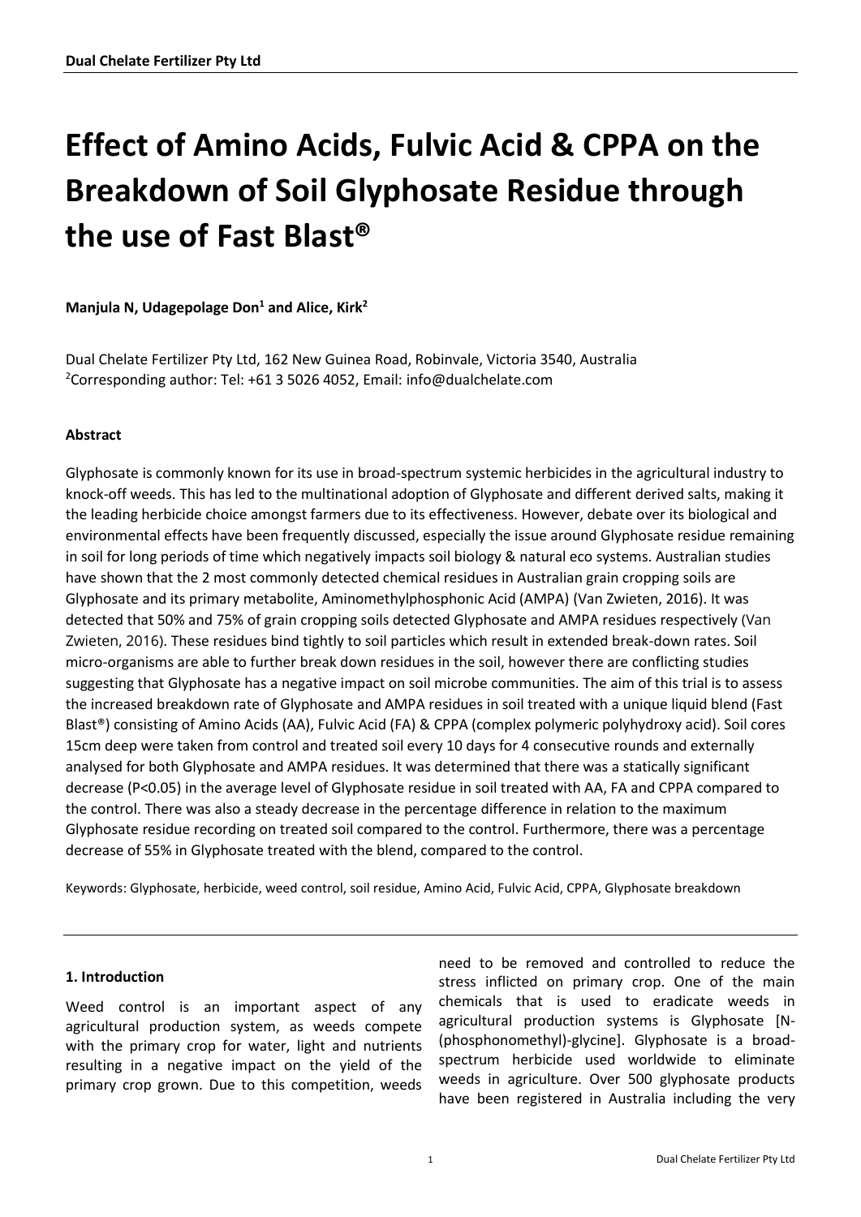# Effect of Amino Acids, Fulvic Acid & CPPA on the Breakdown of Soil Glyphosate Residue through the use of Fast Blast®

**Manjula N, Udagepolage Don[1] and Alice, Kirk[2]**

Dual Chelate Fertilizer Pty Ltd, 162 New Guinea Road, Robinvale, Victoria 3540, Australia
[2]Corresponding author: Tel: +61 3 5026 4052, Email: info@dualchelate.com

**Abstract**

Glyphosate is commonly known for its use in broad-spectrum systemic herbicides in the agricultural industry to knock-off weeds. This has led to the multinational adoption of Glyphosate and different derived salts, making it the leading herbicide choice amongst farmers due to its effectiveness. However, debate over its biological and environmental effects have been frequently discussed, especially the issue around Glyphosate residue remaining in soil for long periods of time which negatively impacts soil biology & natural eco systems. Australian studies have shown that the 2 most commonly detected chemical residues in Australian grain cropping soils are Glyphosate and its primary metabolite, Aminomethylphosphonic Acid (AMPA) (Van Zwieten, 2016). It was detected that 50% and 75% of grain cropping soils detected Glyphosate and AMPA residues respectively (Van Zwieten, 2016). These residues bind tightly to soil particles which result in extended break-down rates. Soil micro-organisms are able to further break down residues in the soil, however there are conflicting studies suggesting that Glyphosate has a negative impact on soil microbe communities. The aim of this trial is to assess the increased breakdown rate of Glyphosate and AMPA residues in soil treated with a unique liquid blend (Fast Blast®) consisting of Amino Acids (AA), Fulvic Acid (FA) & CPPA (complex polymeric polyhydroxy acid). Soil cores 15cm deep were taken from control and treated soil every 10 days for 4 consecutive rounds and externally analysed for both Glyphosate and AMPA residues. It was determined that there was a statically significant decrease ($P<0.05$) in the average level of Glyphosate residue in soil treated with AA, FA and CPPA compared to the control. There was also a steady decrease in the percentage difference in relation to the maximum Glyphosate residue recording on treated soil compared to the control. Furthermore, there was a percentage decrease of 55% in Glyphosate treated with the blend, compared to the control.

Keywords: Glyphosate, herbicide, weed control, soil residue, Amino Acid, Fulvic Acid, CPPA, Glyphosate breakdown

## 1. Introduction

Weed control is an important aspect of any agricultural production system, as weeds compete with the primary crop for water, light and nutrients resulting in a negative impact on the yield of the primary crop grown. Due to this competition, weeds need to be removed and controlled to reduce the stress inflicted on primary crop. One of the main chemicals that is used to eradicate weeds in agricultural production systems is Glyphosate [N-(phosphonomethyl)-glycine]. Glyphosate is a broad-spectrum herbicide used worldwide to eliminate weeds in agriculture. Over 500 glyphosate products have been registered in Australia including the very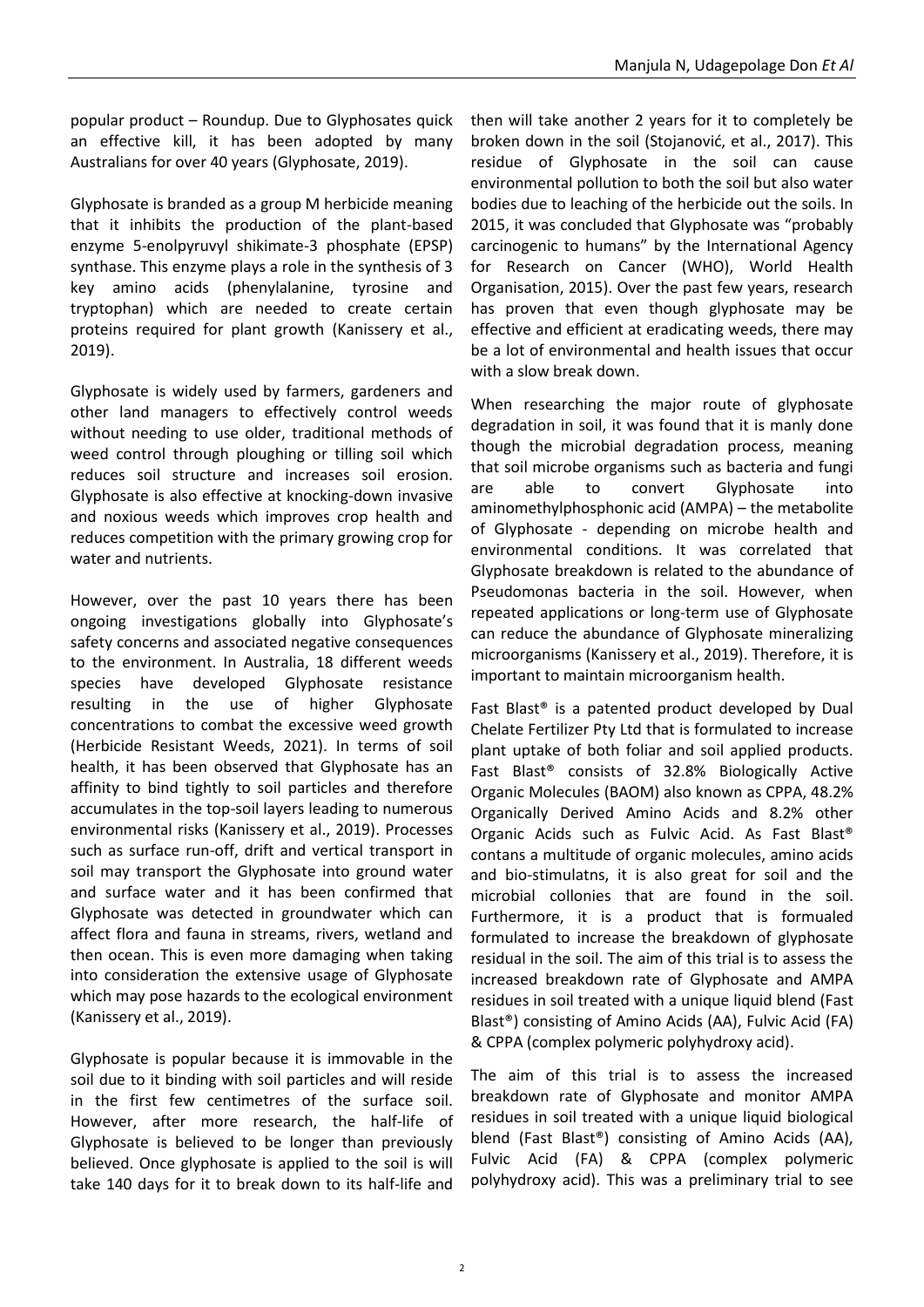popular product – Roundup. Due to Glyphosates quick an effective kill, it has been adopted by many Australians for over 40 years (Glyphosate, 2019).

Glyphosate is branded as a group M herbicide meaning that it inhibits the production of the plant-based enzyme 5-enolpyruvyl shikimate-3 phosphate (EPSP) synthase. This enzyme plays a role in the synthesis of 3 key amino acids (phenylalanine, tyrosine and tryptophan) which are needed to create certain proteins required for plant growth (Kanissery et al., 2019).

Glyphosate is widely used by farmers, gardeners and other land managers to effectively control weeds without needing to use older, traditional methods of weed control through ploughing or tilling soil which reduces soil structure and increases soil erosion. Glyphosate is also effective at knocking-down invasive and noxious weeds which improves crop health and reduces competition with the primary growing crop for water and nutrients.

However, over the past 10 years there has been ongoing investigations globally into Glyphosate's safety concerns and associated negative consequences to the environment. In Australia, 18 different weeds species have developed Glyphosate resistance resulting in the use of higher Glyphosate concentrations to combat the excessive weed growth (Herbicide Resistant Weeds, 2021). In terms of soil health, it has been observed that Glyphosate has an affinity to bind tightly to soil particles and therefore accumulates in the top-soil layers leading to numerous environmental risks (Kanissery et al., 2019). Processes such as surface run-off, drift and vertical transport in soil may transport the Glyphosate into ground water and surface water and it has been confirmed that Glyphosate was detected in groundwater which can affect flora and fauna in streams, rivers, wetland and then ocean. This is even more damaging when taking into consideration the extensive usage of Glyphosate which may pose hazards to the ecological environment (Kanissery et al., 2019).

Glyphosate is popular because it is immovable in the soil due to it binding with soil particles and will reside in the first few centimetres of the surface soil. However, after more research, the half-life of Glyphosate is believed to be longer than previously believed. Once glyphosate is applied to the soil is will take 140 days for it to break down to its half-life and then will take another 2 years for it to completely be broken down in the soil (Stojanović, et al., 2017). This residue of Glyphosate in the soil can cause environmental pollution to both the soil but also water bodies due to leaching of the herbicide out the soils. In 2015, it was concluded that Glyphosate was "probably carcinogenic to humans" by the International Agency for Research on Cancer (WHO), World Health Organisation, 2015). Over the past few years, research has proven that even though glyphosate may be effective and efficient at eradicating weeds, there may be a lot of environmental and health issues that occur with a slow break down.

When researching the major route of glyphosate degradation in soil, it was found that it is manly done though the microbial degradation process, meaning that soil microbe organisms such as bacteria and fungi are able to convert Glyphosate into aminomethylphosphonic acid (AMPA) – the metabolite of Glyphosate - depending on microbe health and environmental conditions. It was correlated that Glyphosate breakdown is related to the abundance of Pseudomonas bacteria in the soil. However, when repeated applications or long-term use of Glyphosate can reduce the abundance of Glyphosate mineralizing microorganisms (Kanissery et al., 2019). Therefore, it is important to maintain microorganism health.

Fast Blast® is a patented product developed by Dual Chelate Fertilizer Pty Ltd that is formulated to increase plant uptake of both foliar and soil applied products. Fast Blast® consists of 32.8% Biologically Active Organic Molecules (BAOM) also known as CPPA, 48.2% Organically Derived Amino Acids and 8.2% other Organic Acids such as Fulvic Acid. As Fast Blast® contans a multitude of organic molecules, amino acids and bio-stimulatns, it is also great for soil and the microbial collonies that are found in the soil. Furthermore, it is a product that is formualed formulated to increase the breakdown of glyphosate residual in the soil. The aim of this trial is to assess the increased breakdown rate of Glyphosate and AMPA residues in soil treated with a unique liquid blend (Fast Blast®) consisting of Amino Acids (AA), Fulvic Acid (FA) & CPPA (complex polymeric polyhydroxy acid).

The aim of this trial is to assess the increased breakdown rate of Glyphosate and monitor AMPA residues in soil treated with a unique liquid biological blend (Fast Blast®) consisting of Amino Acids (AA), Fulvic Acid (FA) & CPPA (complex polymeric polyhydroxy acid). This was a preliminary trial to see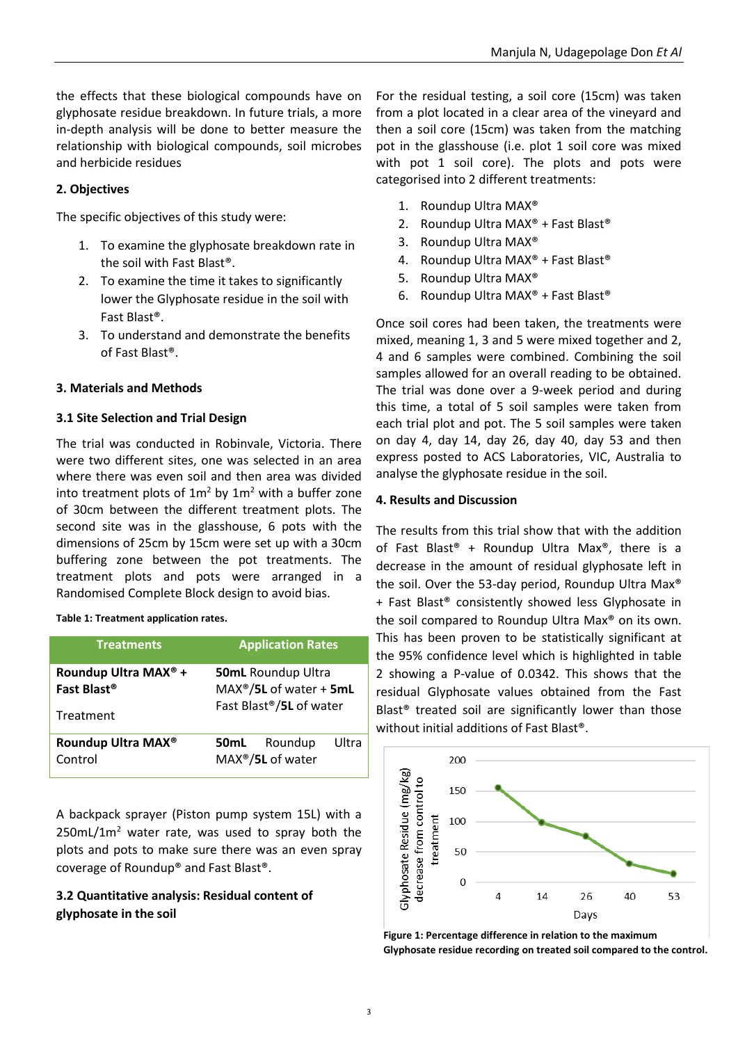the effects that these biological compounds have on glyphosate residue breakdown. In future trials, a more in-depth analysis will be done to better measure the relationship with biological compounds, soil microbes and herbicide residues

## 2. Objectives

The specific objectives of this study were:

1. To examine the glyphosate breakdown rate in the soil with Fast Blast®.
2. To examine the time it takes to significantly lower the Glyphosate residue in the soil with Fast Blast®.
3. To understand and demonstrate the benefits of Fast Blast®.

## 3. Materials and Methods

### 3.1 Site Selection and Trial Design

The trial was conducted in Robinvale, Victoria. There were two different sites, one was selected in an area where there was even soil and then area was divided into treatment plots of $1m^2$ by $1m^2$ with a buffer zone of 30cm between the different treatment plots. The second site was in the glasshouse, 6 pots with the dimensions of 25cm by 15cm were set up with a 30cm buffering zone between the pot treatments. The treatment plots and pots were arranged in a Randomised Complete Block design to avoid bias.

**Table 1: Treatment application rates.**

| Treatments | Application Rates |
|---|---|
| **Roundup Ultra MAX® + Fast Blast®** Treatment | **50mL** Roundup Ultra MAX®/**5L** of water + **5mL** Fast Blast®/**5L** of water |
| **Roundup Ultra MAX®** Control | **50mL** Roundup Ultra MAX®/**5L** of water |

A backpack sprayer (Piston pump system 15L) with a $250mL/1m^2$ water rate, was used to spray both the plots and pots to make sure there was an even spray coverage of Roundup® and Fast Blast®.

### 3.2 Quantitative analysis: Residual content of glyphosate in the soil

For the residual testing, a soil core (15cm) was taken from a plot located in a clear area of the vineyard and then a soil core (15cm) was taken from the matching pot in the glasshouse (i.e. plot 1 soil core was mixed with pot 1 soil core). The plots and pots were categorised into 2 different treatments:

1. Roundup Ultra MAX®
2. Roundup Ultra MAX® + Fast Blast®
3. Roundup Ultra MAX®
4. Roundup Ultra MAX® + Fast Blast®
5. Roundup Ultra MAX®
6. Roundup Ultra MAX® + Fast Blast®

Once soil cores had been taken, the treatments were mixed, meaning 1, 3 and 5 were mixed together and 2, 4 and 6 samples were combined. Combining the soil samples allowed for an overall reading to be obtained. The trial was done over a 9-week period and during this time, a total of 5 soil samples were taken from each trial plot and pot. The 5 soil samples were taken on day 4, day 14, day 26, day 40, day 53 and then express posted to ACS Laboratories, VIC, Australia to analyse the glyphosate residue in the soil.

## 4. Results and Discussion

The results from this trial show that with the addition of Fast Blast® + Roundup Ultra Max®, there is a decrease in the amount of residual glyphosate left in the soil. Over the 53-day period, Roundup Ultra Max® + Fast Blast® consistently showed less Glyphosate in the soil compared to Roundup Ultra Max® on its own. This has been proven to be statistically significant at the 95% confidence level which is highlighted in table 2 showing a P-value of 0.0342. This shows that the residual Glyphosate values obtained from the Fast Blast® treated soil are significantly lower than those without initial additions of Fast Blast®.

**Figure 1: Percentage difference in relation to the maximum Glyphosate residue recording on treated soil compared to the control.**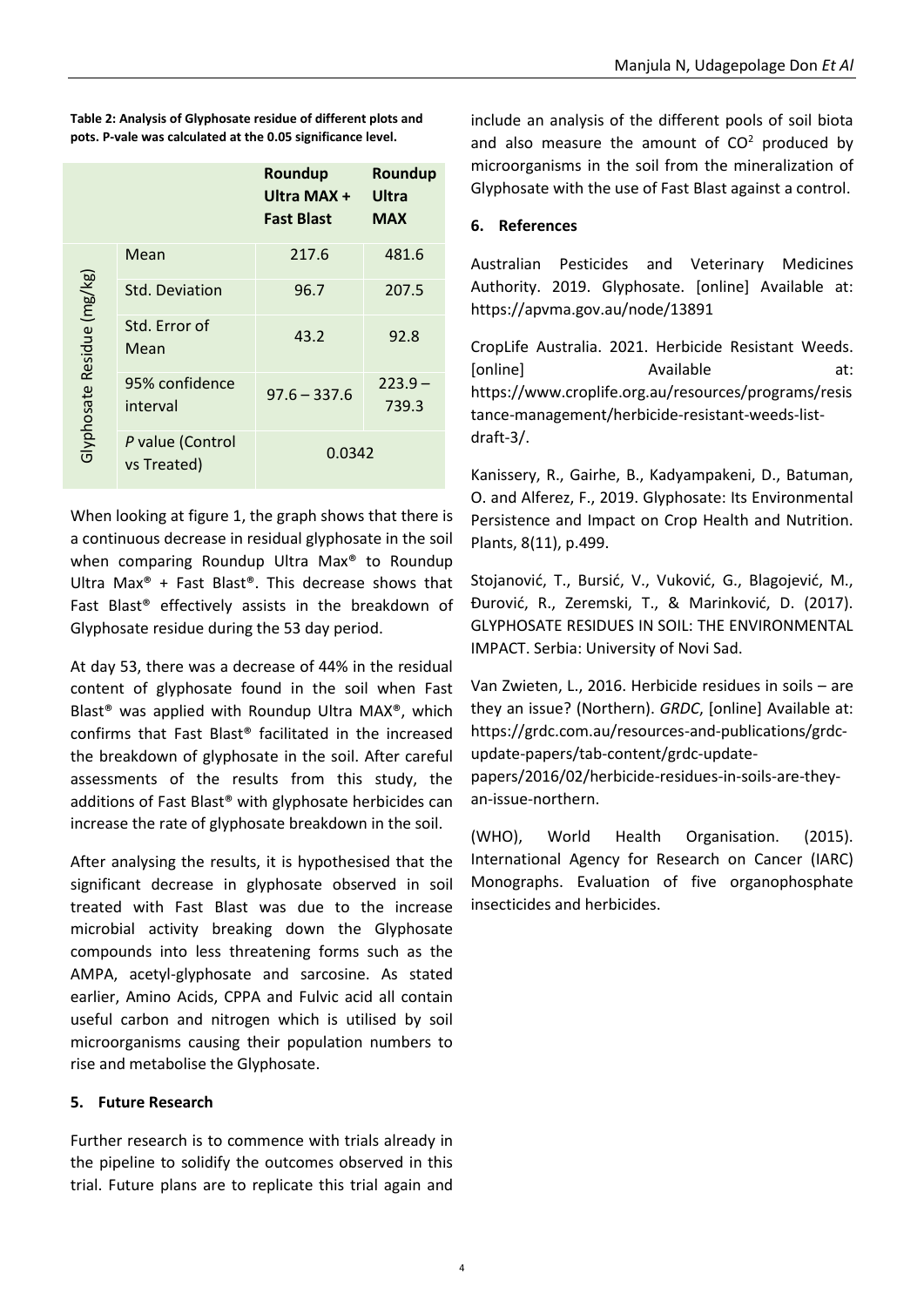**Table 2: Analysis of Glyphosate residue of different plots and pots. P-vale was calculated at the 0.05 significance level.**

| | | Roundup Ultra MAX + Fast Blast | Roundup Ultra MAX |
|---|---|---|---|
| Glyphosate Residue (mg/kg) | Mean | 217.6 | 481.6 |
| | Std. Deviation | 96.7 | 207.5 |
| | Std. Error of Mean | 43.2 | 92.8 |
| | 95% confidence interval | 97.6 – 337.6 | 223.9 – 739.3 |
| | *P* value (Control vs Treated) | 0.0342 | |

When looking at figure 1, the graph shows that there is a continuous decrease in residual glyphosate in the soil when comparing Roundup Ultra Max® to Roundup Ultra Max® + Fast Blast®. This decrease shows that Fast Blast® effectively assists in the breakdown of Glyphosate residue during the 53 day period.

At day 53, there was a decrease of 44% in the residual content of glyphosate found in the soil when Fast Blast® was applied with Roundup Ultra MAX®, which confirms that Fast Blast® facilitated in the increased the breakdown of glyphosate in the soil. After careful assessments of the results from this study, the additions of Fast Blast® with glyphosate herbicides can increase the rate of glyphosate breakdown in the soil.

After analysing the results, it is hypothesised that the significant decrease in glyphosate observed in soil treated with Fast Blast was due to the increase microbial activity breaking down the Glyphosate compounds into less threatening forms such as the AMPA, acetyl-glyphosate and sarcosine. As stated earlier, Amino Acids, CPPA and Fulvic acid all contain useful carbon and nitrogen which is utilised by soil microorganisms causing their population numbers to rise and metabolise the Glyphosate.

## 5. Future Research

Further research is to commence with trials already in the pipeline to solidify the outcomes observed in this trial. Future plans are to replicate this trial again and include an analysis of the different pools of soil biota and also measure the amount of $CO^2$ produced by microorganisms in the soil from the mineralization of Glyphosate with the use of Fast Blast against a control.

## 6. References

Australian Pesticides and Veterinary Medicines Authority. 2019. Glyphosate. [online] Available at: https://apvma.gov.au/node/13891

CropLife Australia. 2021. Herbicide Resistant Weeds. [online] Available at: https://www.croplife.org.au/resources/programs/resistance-management/herbicide-resistant-weeds-list-draft-3/.

Kanissery, R., Gairhe, B., Kadyampakeni, D., Batuman, O. and Alferez, F., 2019. Glyphosate: Its Environmental Persistence and Impact on Crop Health and Nutrition. Plants, 8(11), p.499.

Stojanović, T., Bursić, V., Vuković, G., Blagojević, M., Đurović, R., Zeremski, T., & Marinković, D. (2017). GLYPHOSATE RESIDUES IN SOIL: THE ENVIRONMENTAL IMPACT. Serbia: University of Novi Sad.

Van Zwieten, L., 2016. Herbicide residues in soils – are they an issue? (Northern). *GRDC*, [online] Available at: https://grdc.com.au/resources-and-publications/grdc-update-papers/tab-content/grdc-update-papers/2016/02/herbicide-residues-in-soils-are-they-an-issue-northern.

(WHO), World Health Organisation. (2015). International Agency for Research on Cancer (IARC) Monographs. Evaluation of five organophosphate insecticides and herbicides.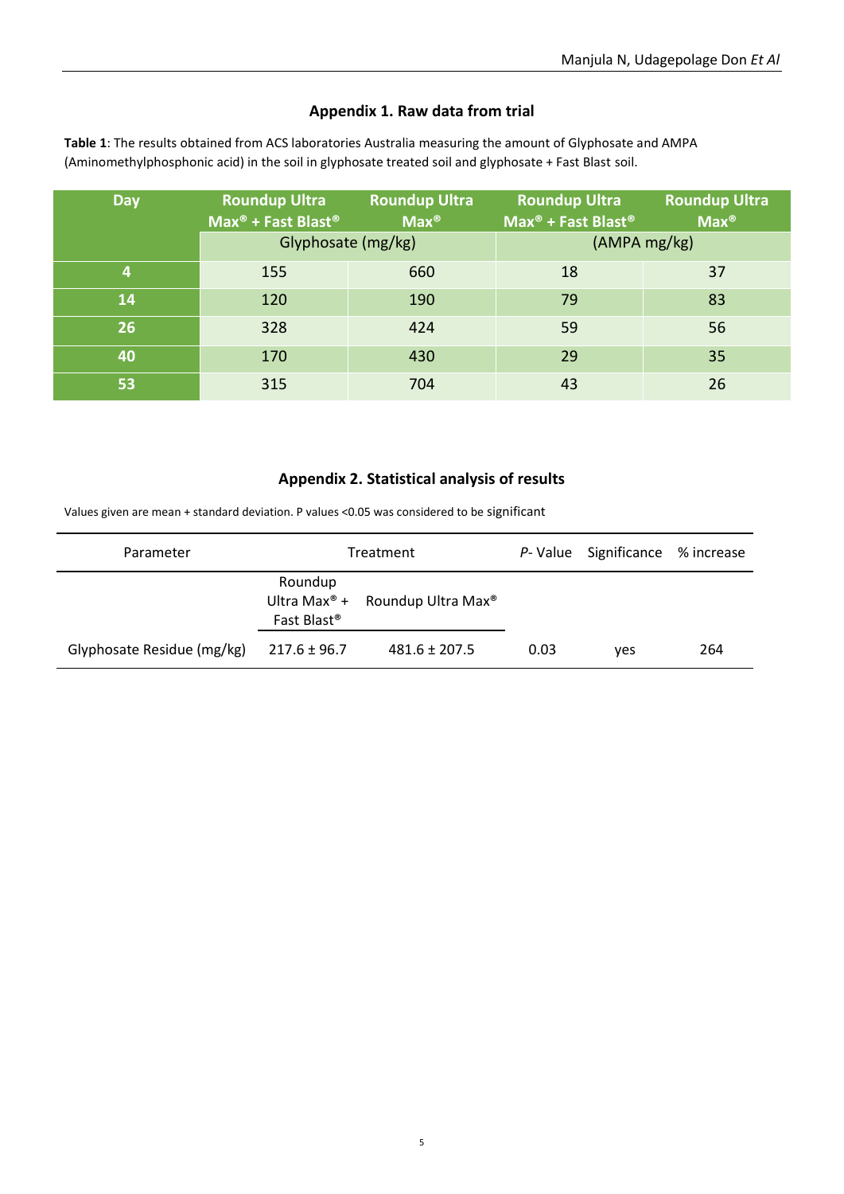## Appendix 1. Raw data from trial

**Table 1**: The results obtained from ACS laboratories Australia measuring the amount of Glyphosate and AMPA (Aminomethylphosphonic acid) in the soil in glyphosate treated soil and glyphosate + Fast Blast soil.

| Day | Roundup Ultra Max® + Fast Blast® | Roundup Ultra Max® | Roundup Ultra Max® + Fast Blast® | Roundup Ultra Max® |
|---|---|---|---|---|
| | Glyphosate (mg/kg) | | (AMPA mg/kg) | |
| **4** | 155 | 660 | 18 | 37 |
| **14** | 120 | 190 | 79 | 83 |
| **26** | 328 | 424 | 59 | 56 |
| **40** | 170 | 430 | 29 | 35 |
| **53** | 315 | 704 | 43 | 26 |

## Appendix 2. Statistical analysis of results

Values given are mean + standard deviation. P values <0.05 was considered to be significant

| Parameter | Treatment | | *P*- Value | Significance | % increase |
|---|---|---|---|---|---|
| | Roundup Ultra Max® + Fast Blast® | Roundup Ultra Max® | | | |
| Glyphosate Residue (mg/kg) | 217.6 ± 96.7 | 481.6 ± 207.5 | 0.03 | yes | 264 |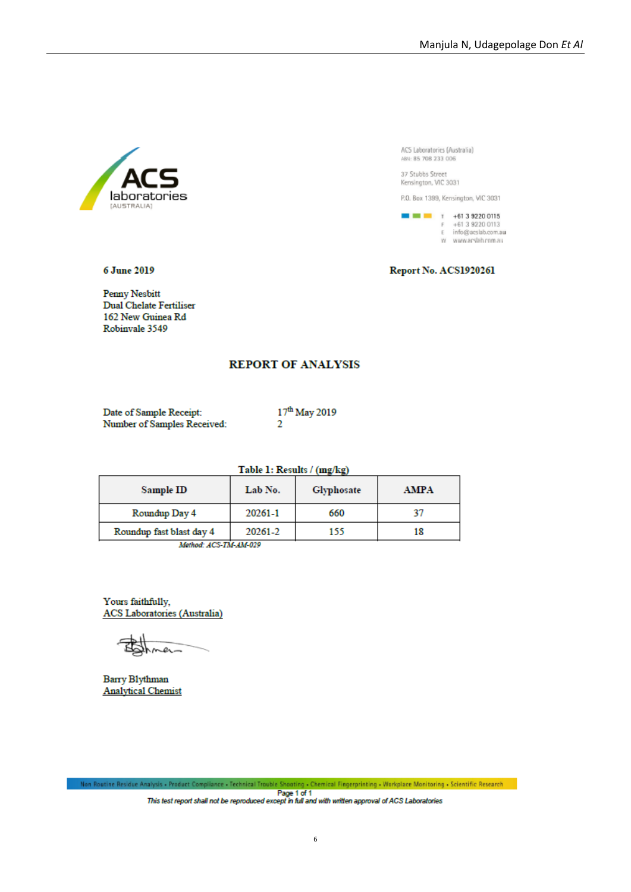ACS laboratories (AUSTRALIA)

ACS Laboratories (Australia)
ABN: 85 708 233 006

37 Stubbs Street
Kensington, VIC 3031

P.O. Box 1399, Kensington, VIC 3031

T +61 3 9220 0115
F +61 3 9220 0113
E info@acslab.com.au
W www.acslab.com.au

**6 June 2019**

**Report No. ACS1920261**

Penny Nesbitt
Dual Chelate Fertiliser
162 New Guinea Rd
Robinvale 3549

## REPORT OF ANALYSIS

Date of Sample Receipt: 17th May 2019
Number of Samples Received: 2

**Table 1: Results / (mg/kg)**

| Sample ID | Lab No. | Glyphosate | AMPA |
|---|---|---|---|
| Roundup Day 4 | 20261-1 | 660 | 37 |
| Roundup fast blast day 4 | 20261-2 | 155 | 18 |

*Method: ACS-TM-AM-029*

Yours faithfully,
ACS Laboratories (Australia)

Barry Blythman
Analytical Chemist

Non Routine Residue Analysis • Product Compliance • Technical Trouble Shooting • Chemical Fingerprinting • Workplace Monitoring • Scientific Research

*This test report shall not be reproduced except in full and with written approval of ACS Laboratories*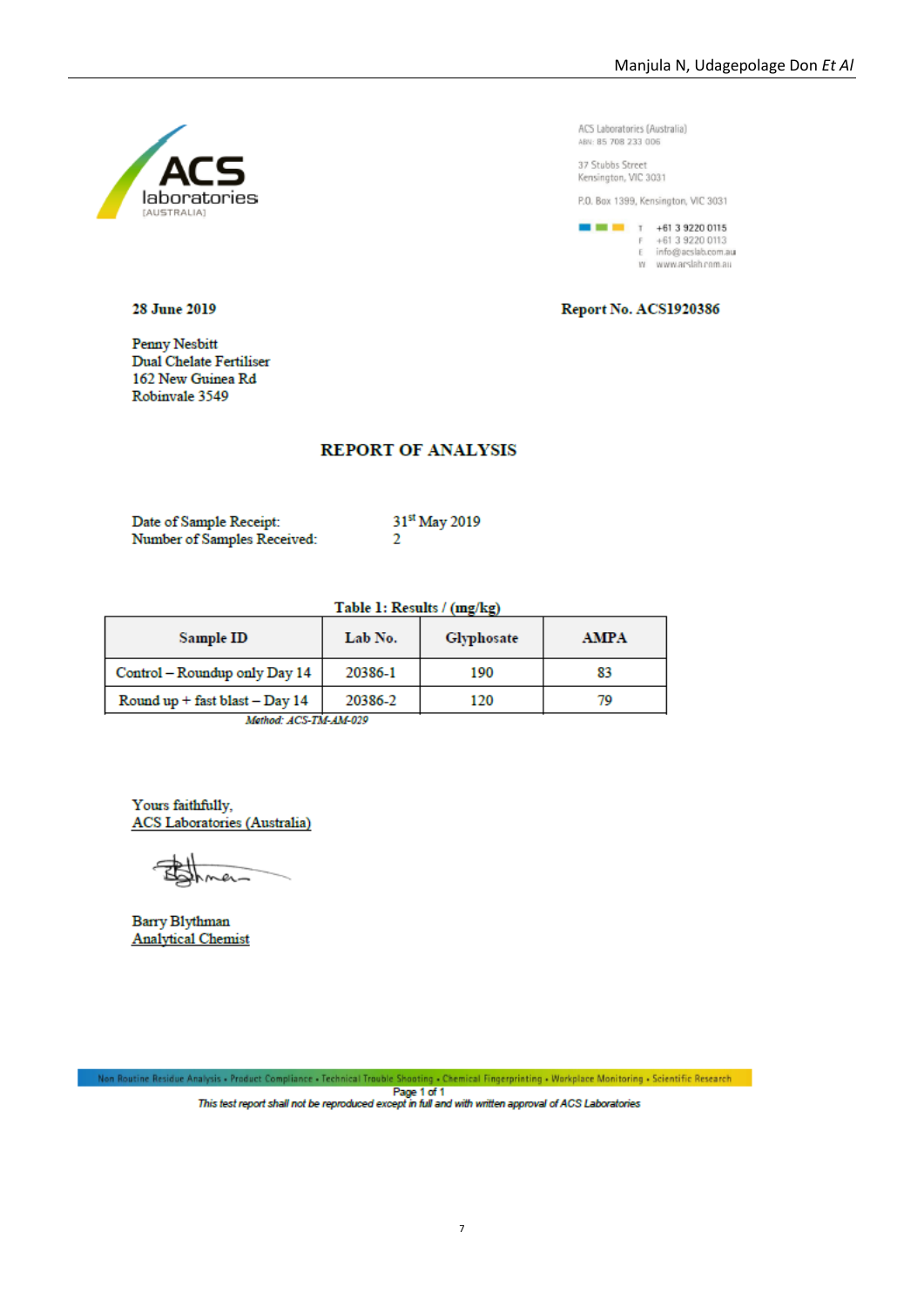ACS laboratories [AUSTRALIA]

ACS Laboratories (Australia)
ABN: 85 708 233 006

37 Stubbs Street
Kensington, VIC 3031

P.O. Box 1399, Kensington, VIC 3031

T +61 3 9220 0115
F +61 3 9220 0113
E info@acslab.com.au
W www.acslab.com.au

**28 June 2019**

**Report No. ACS1920386**

Penny Nesbitt
Dual Chelate Fertiliser
162 New Guinea Rd
Robinvale 3549

## REPORT OF ANALYSIS

Date of Sample Receipt: 31st May 2019
Number of Samples Received: 2

**Table 1: Results / (mg/kg)**

| Sample ID | Lab No. | Glyphosate | AMPA |
|---|---|---|---|
| Control – Roundup only Day 14 | 20386-1 | 190 | 83 |
| Round up + fast blast – Day 14 | 20386-2 | 120 | 79 |

*Method: ACS-TM-AM-029*

Yours faithfully,
ACS Laboratories (Australia)

Barry Blythman
Analytical Chemist

Non Routine Residue Analysis • Product Compliance • Technical Trouble Shooting • Chemical Fingerprinting • Workplace Monitoring • Scientific Research

*This test report shall not be reproduced except in full and with written approval of ACS Laboratories*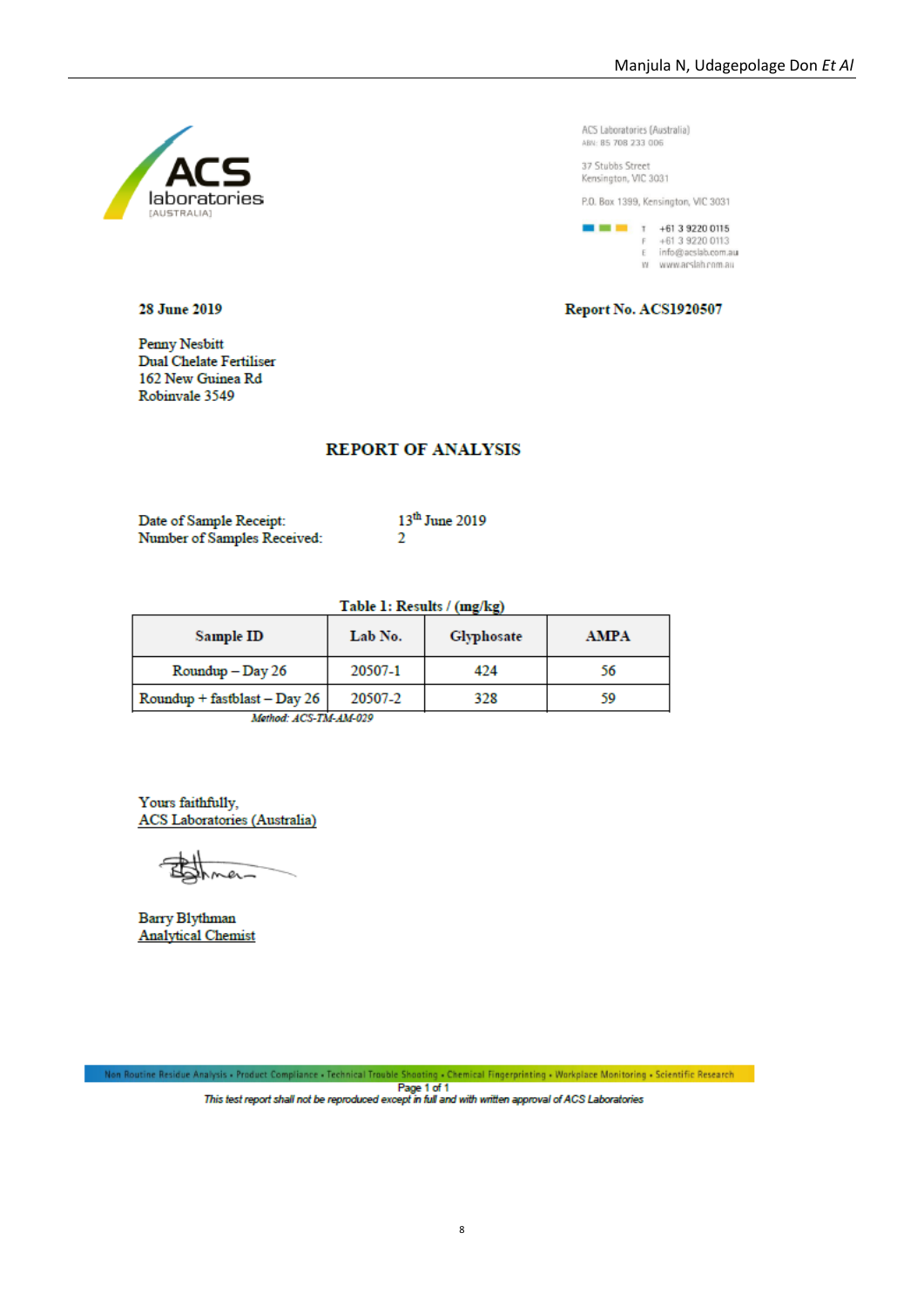ACS laboratories (AUSTRALIA)

ACS Laboratories (Australia)
ABN: 85 708 233 006

37 Stubbs Street
Kensington, VIC 3031

P.O. Box 1399, Kensington, VIC 3031

T +61 3 9220 0115
F +61 3 9220 0113
E info@acslab.com.au
W www.acslab.com.au

**28 June 2019**

**Report No. ACS1920507**

Penny Nesbitt
Dual Chelate Fertiliser
162 New Guinea Rd
Robinvale 3549

## REPORT OF ANALYSIS

Date of Sample Receipt: 13th June 2019
Number of Samples Received: 2

**Table 1: Results / (mg/kg)**

| Sample ID | Lab No. | Glyphosate | AMPA |
|---|---|---|---|
| Roundup – Day 26 | 20507-1 | 424 | 56 |
| Roundup + fastblast – Day 26 | 20507-2 | 328 | 59 |

*Method: ACS-TM-AM-029*

Yours faithfully,
ACS Laboratories (Australia)

Barry Blythman
Analytical Chemist

Non Routine Residue Analysis • Product Compliance • Technical Trouble Shooting • Chemical Fingerprinting • Workplace Monitoring • Scientific Research

*This test report shall not be reproduced except in full and with written approval of ACS Laboratories*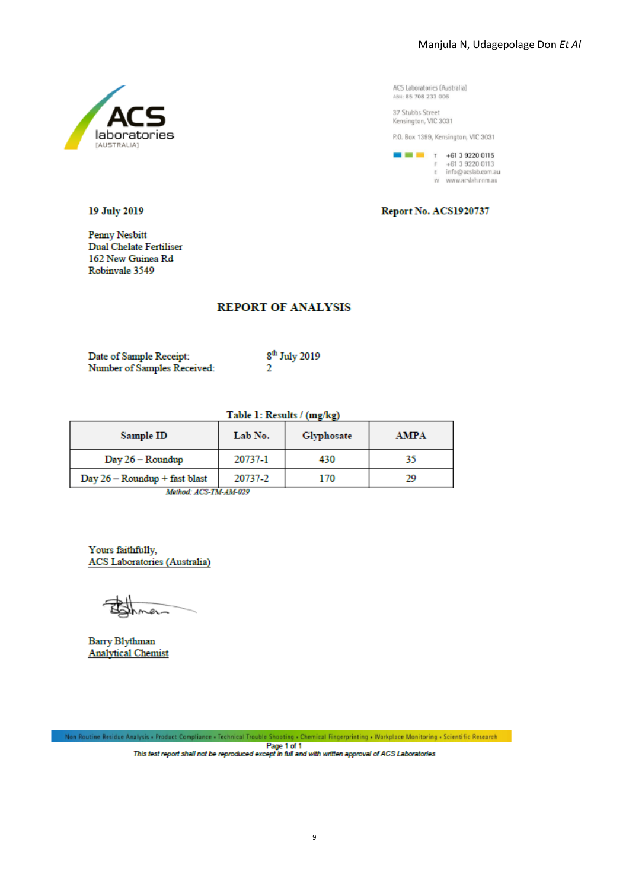ACS laboratories [AUSTRALIA]

ACS Laboratories (Australia)
ABN: 85 708 233 006

37 Stubbs Street
Kensington, VIC 3031

P.O. Box 1399, Kensington, VIC 3031

T +61 3 9220 0115
F +61 3 9220 0113
E info@acslab.com.au
W www.acslab.com.au

**19 July 2019**

**Report No. ACS1920737**

Penny Nesbitt
Dual Chelate Fertiliser
162 New Guinea Rd
Robinvale 3549

## REPORT OF ANALYSIS

Date of Sample Receipt: 8th July 2019
Number of Samples Received: 2

**Table 1: Results / (mg/kg)**

| Sample ID | Lab No. | Glyphosate | AMPA |
|---|---|---|---|
| Day 26 – Roundup | 20737-1 | 430 | 35 |
| Day 26 – Roundup + fast blast | 20737-2 | 170 | 29 |

*Method: ACS-TM-AM-029*

Yours faithfully,
ACS Laboratories (Australia)

Barry Blythman
Analytical Chemist

Non Routine Residue Analysis • Product Compliance • Technical Trouble Shooting • Chemical Fingerprinting • Workplace Monitoring • Scientific Research

*This test report shall not be reproduced except in full and with written approval of ACS Laboratories*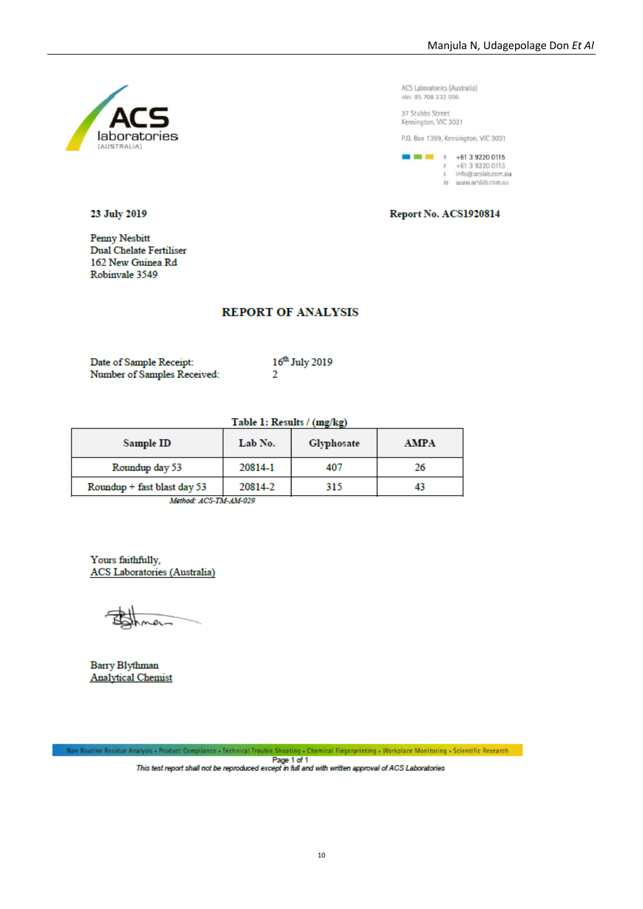ACS laboratories
[AUSTRALIA]

ACS Laboratories (Australia)
ABN: 85 708 233 006

37 Stubbs Street
Kensington, VIC 3031

P.O. Box 1399, Kensington, VIC 3031

T +61 3 9220 0115
F +61 3 9220 0113
E info@acslab.com.au
W www.acslab.com.au

**23 July 2019** **Report No. ACS1920814**

Penny Nesbitt
Dual Chelate Fertiliser
162 New Guinea Rd
Robinvale 3549

## REPORT OF ANALYSIS

Date of Sample Receipt: 16th July 2019
Number of Samples Received: 2

**Table 1: Results / (mg/kg)**

| Sample ID | Lab No. | Glyphosate | AMPA |
|---|---|---|---|
| Roundup day 53 | 20814-1 | 407 | 26 |
| Roundup + fast blast day 53 | 20814-2 | 315 | 43 |

*Method: ACS-TM-AM-029*

Yours faithfully,
ACS Laboratories (Australia)

Barry Blythman
Analytical Chemist

Non Routine Residue Analysis • Product Compliance • Technical Trouble Shooting • Chemical Fingerprinting • Workplace Monitoring • Scientific Research

*This test report shall not be reproduced except in full and with written approval of ACS Laboratories*